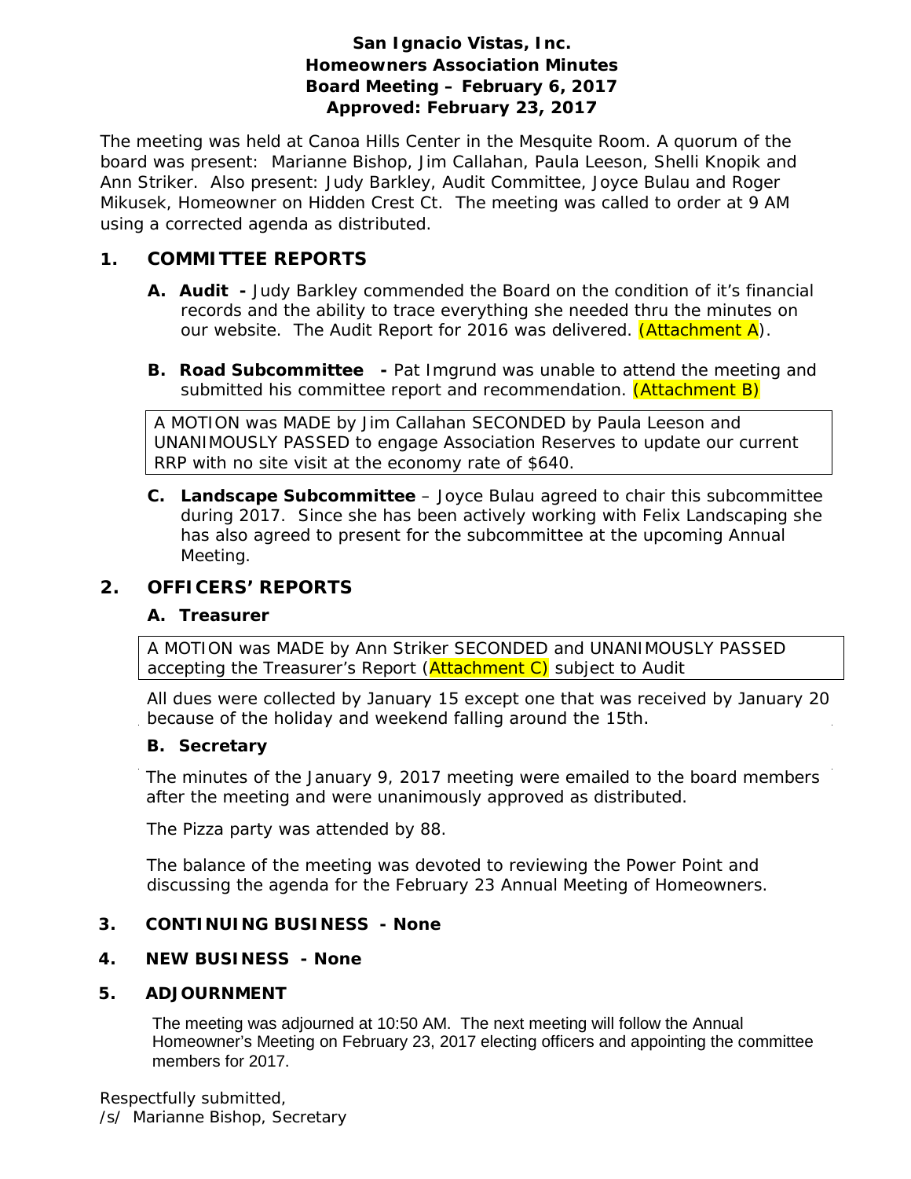**San Ignacio Vistas, Inc.**
**Homeowners Association Minutes**
**Board Meeting – February 6, 2017**
**Approved: February 23, 2017**

The meeting was held at Canoa Hills Center in the Mesquite Room. A quorum of the board was present: Marianne Bishop, Jim Callahan, Paula Leeson, Shelli Knopik and Ann Striker. Also present: Judy Barkley, Audit Committee, Joyce Bulau and Roger Mikusek, Homeowner on Hidden Crest Ct. The meeting was called to order at 9 AM using a corrected agenda as distributed.

## 1. COMMITTEE REPORTS

**A. Audit -** Judy Barkley commended the Board on the condition of it's financial records and the ability to trace everything she needed thru the minutes on our website. The Audit Report for 2016 was delivered. (Attachment A).

**B. Road Subcommittee -** Pat Imgrund was unable to attend the meeting and submitted his committee report and recommendation. (Attachment B)

A MOTION was MADE by Jim Callahan SECONDED by Paula Leeson and UNANIMOUSLY PASSED to engage Association Reserves to update our current RRP with no site visit at the economy rate of $640.

**C. Landscape Subcommittee** – Joyce Bulau agreed to chair this subcommittee during 2017. Since she has been actively working with Felix Landscaping she has also agreed to present for the subcommittee at the upcoming Annual Meeting.

## 2. OFFICERS' REPORTS

### A. Treasurer

A MOTION was MADE by Ann Striker SECONDED and UNANIMOUSLY PASSED accepting the Treasurer's Report (Attachment C) subject to Audit

All dues were collected by January 15 except one that was received by January 20 because of the holiday and weekend falling around the 15th.

### B. Secretary

The minutes of the January 9, 2017 meeting were emailed to the board members after the meeting and were unanimously approved as distributed.

The Pizza party was attended by 88.

The balance of the meeting was devoted to reviewing the Power Point and discussing the agenda for the February 23 Annual Meeting of Homeowners.

## 3. CONTINUING BUSINESS - None

## 4. NEW BUSINESS - None

## 5. ADJOURNMENT

The meeting was adjourned at 10:50 AM. The next meeting will follow the Annual Homeowner's Meeting on February 23, 2017 electing officers and appointing the committee members for 2017.

Respectfully submitted,
/s/ Marianne Bishop, Secretary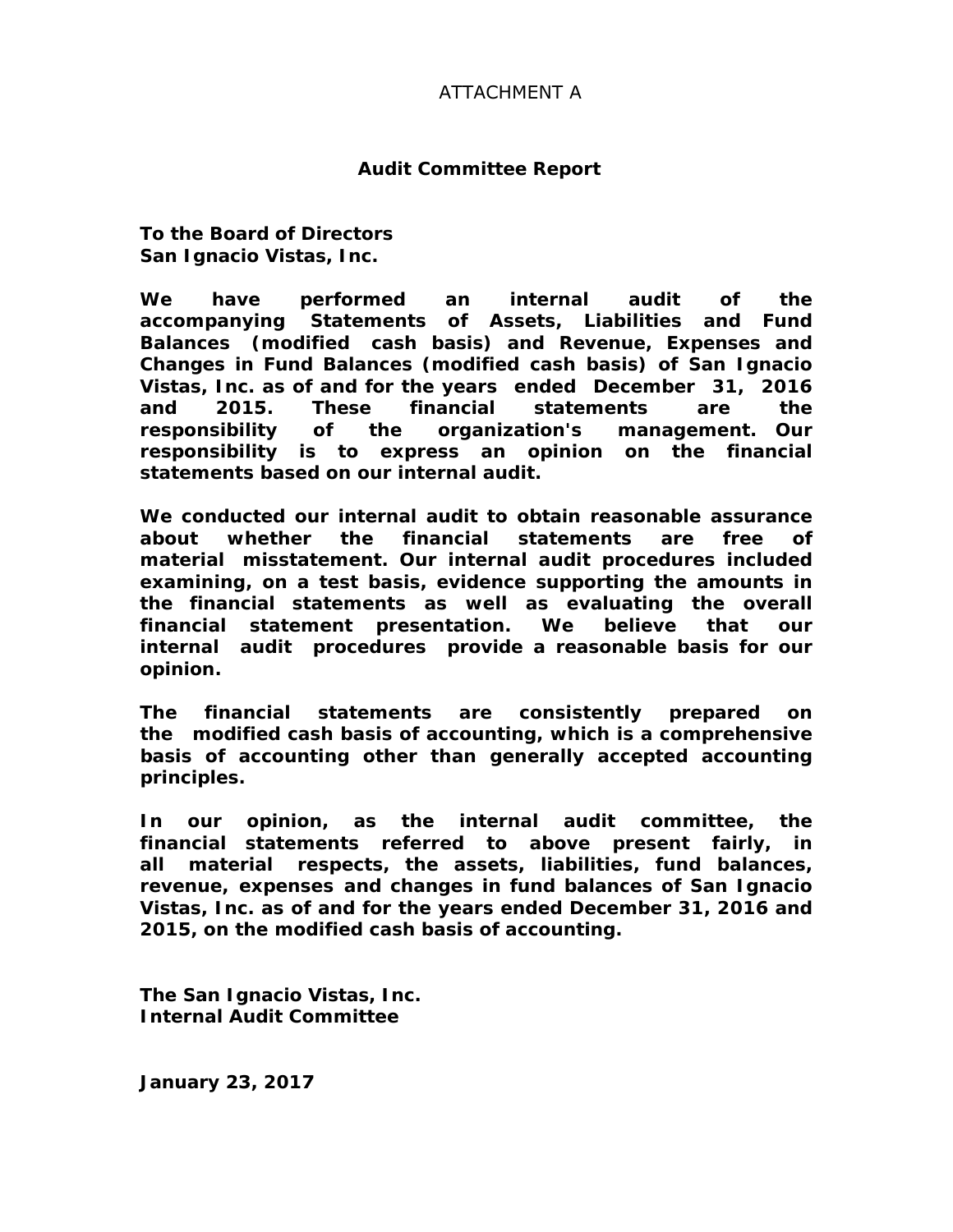ATTACHMENT A

## Audit Committee Report

**To the Board of Directors**
**San Ignacio Vistas, Inc.**

**We have performed an internal audit of the accompanying Statements of Assets, Liabilities and Fund Balances (modified cash basis) and Revenue, Expenses and Changes in Fund Balances (modified cash basis) of San Ignacio Vistas, Inc. as of and for the years ended December 31, 2016 and 2015. These financial statements are the responsibility of the organization's management. Our responsibility is to express an opinion on the financial statements based on our internal audit.**

**We conducted our internal audit to obtain reasonable assurance about whether the financial statements are free of material misstatement. Our internal audit procedures included examining, on a test basis, evidence supporting the amounts in the financial statements as well as evaluating the overall financial statement presentation. We believe that our internal audit procedures provide a reasonable basis for our opinion.**

**The financial statements are consistently prepared on the modified cash basis of accounting, which is a comprehensive basis of accounting other than generally accepted accounting principles.**

**In our opinion, as the internal audit committee, the financial statements referred to above present fairly, in all material respects, the assets, liabilities, fund balances, revenue, expenses and changes in fund balances of San Ignacio Vistas, Inc. as of and for the years ended December 31, 2016 and 2015, on the modified cash basis of accounting.**

**The San Ignacio Vistas, Inc.**
**Internal Audit Committee**

**January 23, 2017**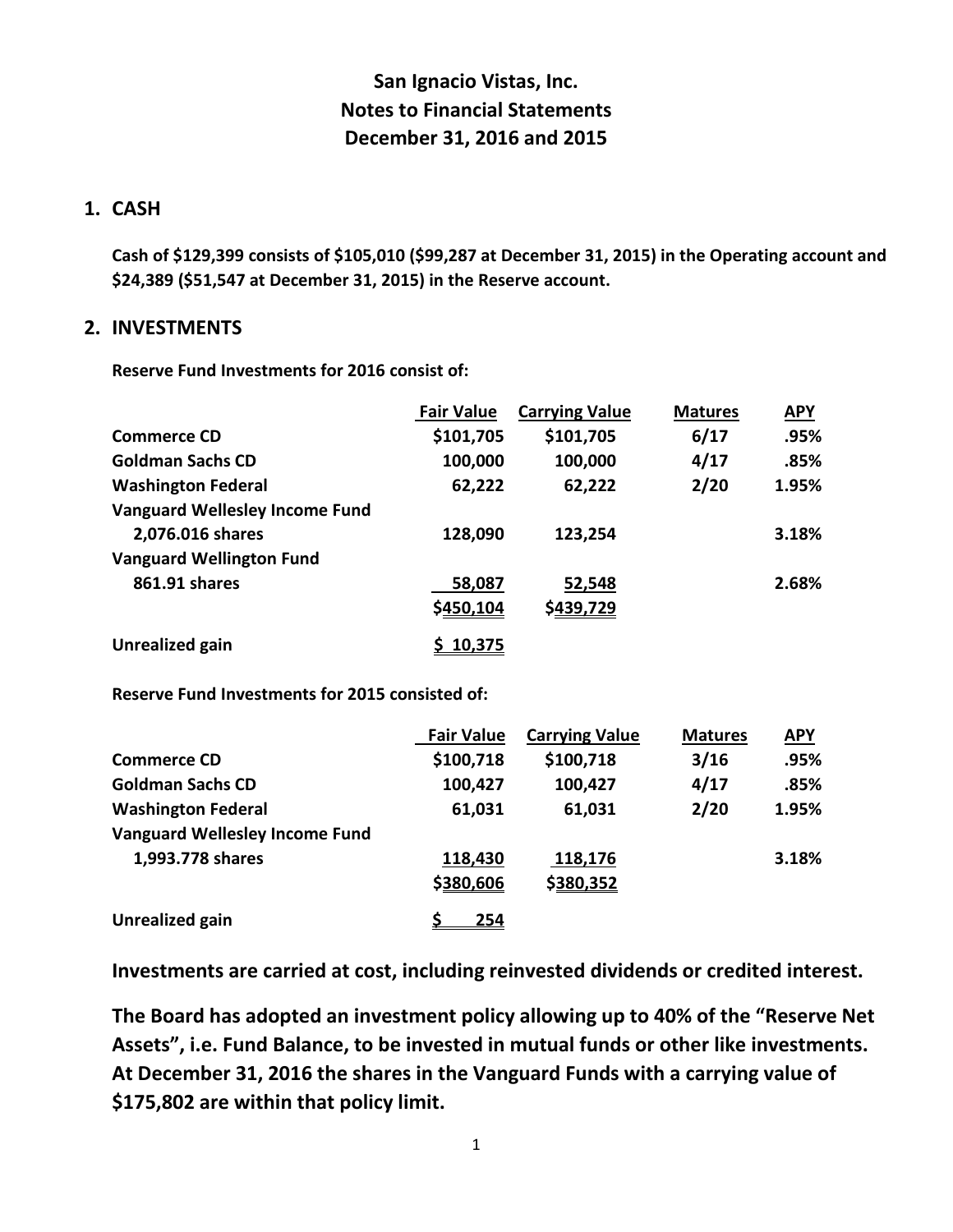# San Ignacio Vistas, Inc.
# Notes to Financial Statements
# December 31, 2016 and 2015

## 1. CASH

**Cash of $129,399 consists of $105,010 ($99,287 at December 31, 2015) in the Operating account and $24,389 ($51,547 at December 31, 2015) in the Reserve account.**

## 2. INVESTMENTS

**Reserve Fund Investments for 2016 consist of:**

| | Fair Value | Carrying Value | Matures | APY |
|---|---|---|---|---|
| **Commerce CD** | $101,705 | $101,705 | 6/17 | .95% |
| **Goldman Sachs CD** | 100,000 | 100,000 | 4/17 | .85% |
| **Washington Federal** | 62,222 | 62,222 | 2/20 | 1.95% |
| **Vanguard Wellesley Income Fund** | | | | |
| **2,076.016 shares** | 128,090 | 123,254 | | 3.18% |
| **Vanguard Wellington Fund** | | | | |
| **861.91 shares** | 58,087 | 52,548 | | 2.68% |
| | $450,104 | $439,729 | | |
| **Unrealized gain** | $ 10,375 | | | |

**Reserve Fund Investments for 2015 consisted of:**

| | Fair Value | Carrying Value | Matures | APY |
|---|---|---|---|---|
| **Commerce CD** | $100,718 | $100,718 | 3/16 | .95% |
| **Goldman Sachs CD** | 100,427 | 100,427 | 4/17 | .85% |
| **Washington Federal** | 61,031 | 61,031 | 2/20 | 1.95% |
| **Vanguard Wellesley Income Fund** | | | | |
| **1,993.778 shares** | 118,430 | 118,176 | | 3.18% |
| | $380,606 | $380,352 | | |
| **Unrealized gain** | $ 254 | | | |

**Investments are carried at cost, including reinvested dividends or credited interest.**

**The Board has adopted an investment policy allowing up to 40% of the "Reserve Net Assets", i.e. Fund Balance, to be invested in mutual funds or other like investments. At December 31, 2016 the shares in the Vanguard Funds with a carrying value of $175,802 are within that policy limit.**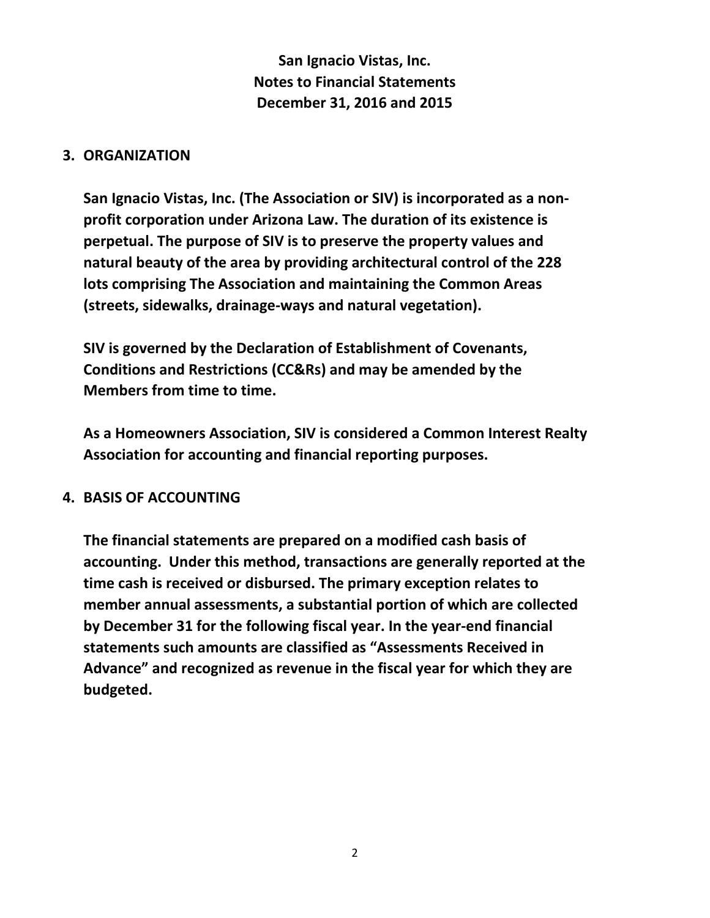# San Ignacio Vistas, Inc.
# Notes to Financial Statements
# December 31, 2016 and 2015

## 3. ORGANIZATION

**San Ignacio Vistas, Inc. (The Association or SIV) is incorporated as a non-profit corporation under Arizona Law. The duration of its existence is perpetual. The purpose of SIV is to preserve the property values and natural beauty of the area by providing architectural control of the 228 lots comprising The Association and maintaining the Common Areas (streets, sidewalks, drainage-ways and natural vegetation).**

**SIV is governed by the Declaration of Establishment of Covenants, Conditions and Restrictions (CC&Rs) and may be amended by the Members from time to time.**

**As a Homeowners Association, SIV is considered a Common Interest Realty Association for accounting and financial reporting purposes.**

## 4. BASIS OF ACCOUNTING

**The financial statements are prepared on a modified cash basis of accounting. Under this method, transactions are generally reported at the time cash is received or disbursed. The primary exception relates to member annual assessments, a substantial portion of which are collected by December 31 for the following fiscal year. In the year-end financial statements such amounts are classified as "Assessments Received in Advance" and recognized as revenue in the fiscal year for which they are budgeted.**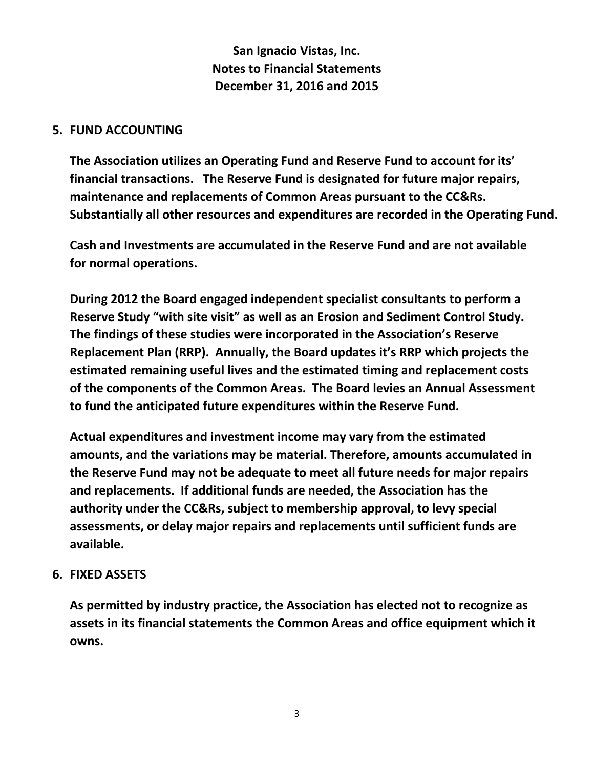# San Ignacio Vistas, Inc.
# Notes to Financial Statements
# December 31, 2016 and 2015

## 5. FUND ACCOUNTING

**The Association utilizes an Operating Fund and Reserve Fund to account for its' financial transactions. The Reserve Fund is designated for future major repairs, maintenance and replacements of Common Areas pursuant to the CC&Rs. Substantially all other resources and expenditures are recorded in the Operating Fund.**

**Cash and Investments are accumulated in the Reserve Fund and are not available for normal operations.**

**During 2012 the Board engaged independent specialist consultants to perform a Reserve Study "with site visit" as well as an Erosion and Sediment Control Study. The findings of these studies were incorporated in the Association's Reserve Replacement Plan (RRP). Annually, the Board updates it's RRP which projects the estimated remaining useful lives and the estimated timing and replacement costs of the components of the Common Areas. The Board levies an Annual Assessment to fund the anticipated future expenditures within the Reserve Fund.**

**Actual expenditures and investment income may vary from the estimated amounts, and the variations may be material. Therefore, amounts accumulated in the Reserve Fund may not be adequate to meet all future needs for major repairs and replacements. If additional funds are needed, the Association has the authority under the CC&Rs, subject to membership approval, to levy special assessments, or delay major repairs and replacements until sufficient funds are available.**

## 6. FIXED ASSETS

**As permitted by industry practice, the Association has elected not to recognize as assets in its financial statements the Common Areas and office equipment which it owns.**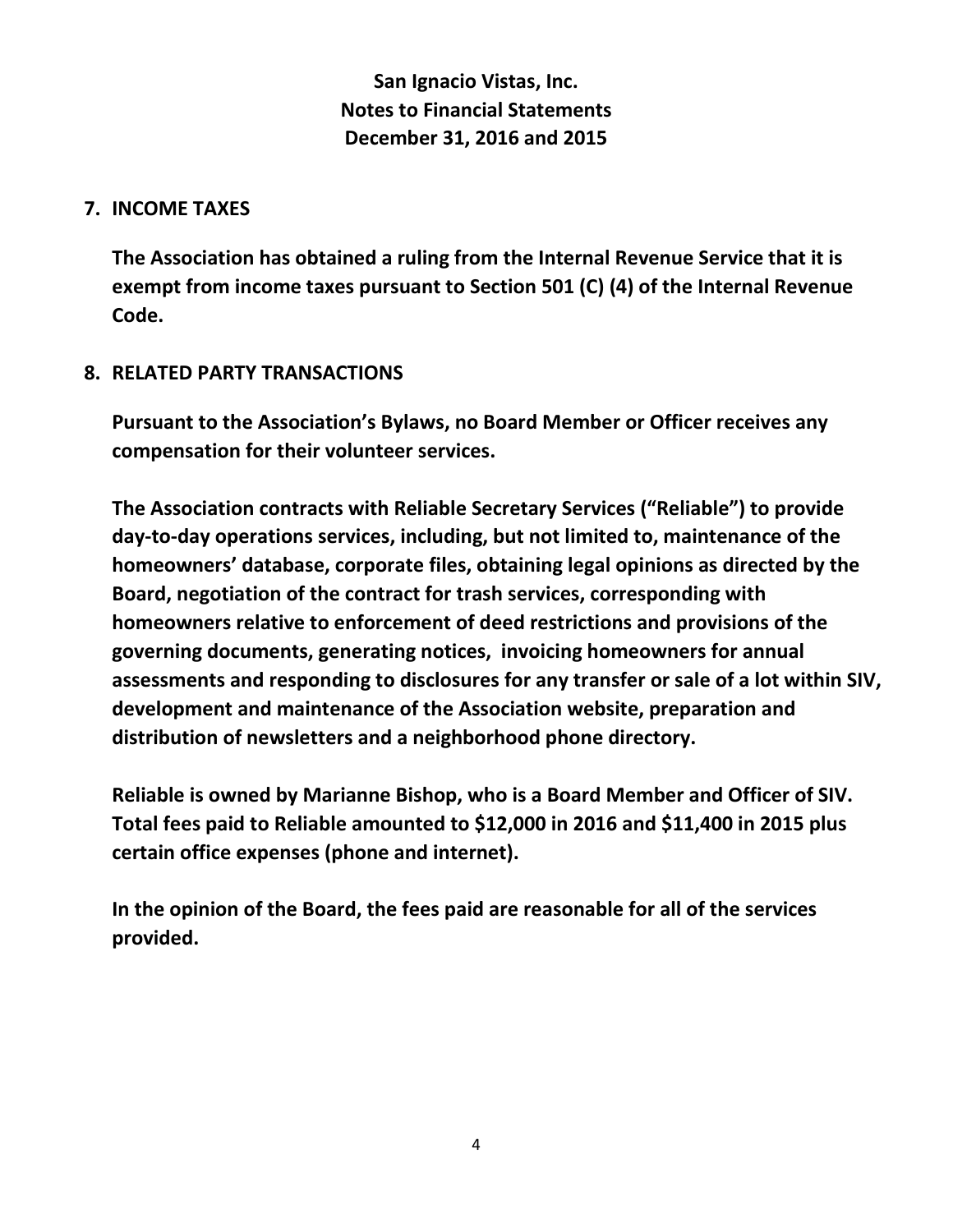**San Ignacio Vistas, Inc.**
**Notes to Financial Statements**
**December 31, 2016 and 2015**

## 7. INCOME TAXES

**The Association has obtained a ruling from the Internal Revenue Service that it is exempt from income taxes pursuant to Section 501 (C) (4) of the Internal Revenue Code.**

## 8. RELATED PARTY TRANSACTIONS

**Pursuant to the Association's Bylaws, no Board Member or Officer receives any compensation for their volunteer services.**

**The Association contracts with Reliable Secretary Services ("Reliable") to provide day-to-day operations services, including, but not limited to, maintenance of the homeowners' database, corporate files, obtaining legal opinions as directed by the Board, negotiation of the contract for trash services, corresponding with homeowners relative to enforcement of deed restrictions and provisions of the governing documents, generating notices, invoicing homeowners for annual assessments and responding to disclosures for any transfer or sale of a lot within SIV, development and maintenance of the Association website, preparation and distribution of newsletters and a neighborhood phone directory.**

**Reliable is owned by Marianne Bishop, who is a Board Member and Officer of SIV. Total fees paid to Reliable amounted to $12,000 in 2016 and $11,400 in 2015 plus certain office expenses (phone and internet).**

**In the opinion of the Board, the fees paid are reasonable for all of the services provided.**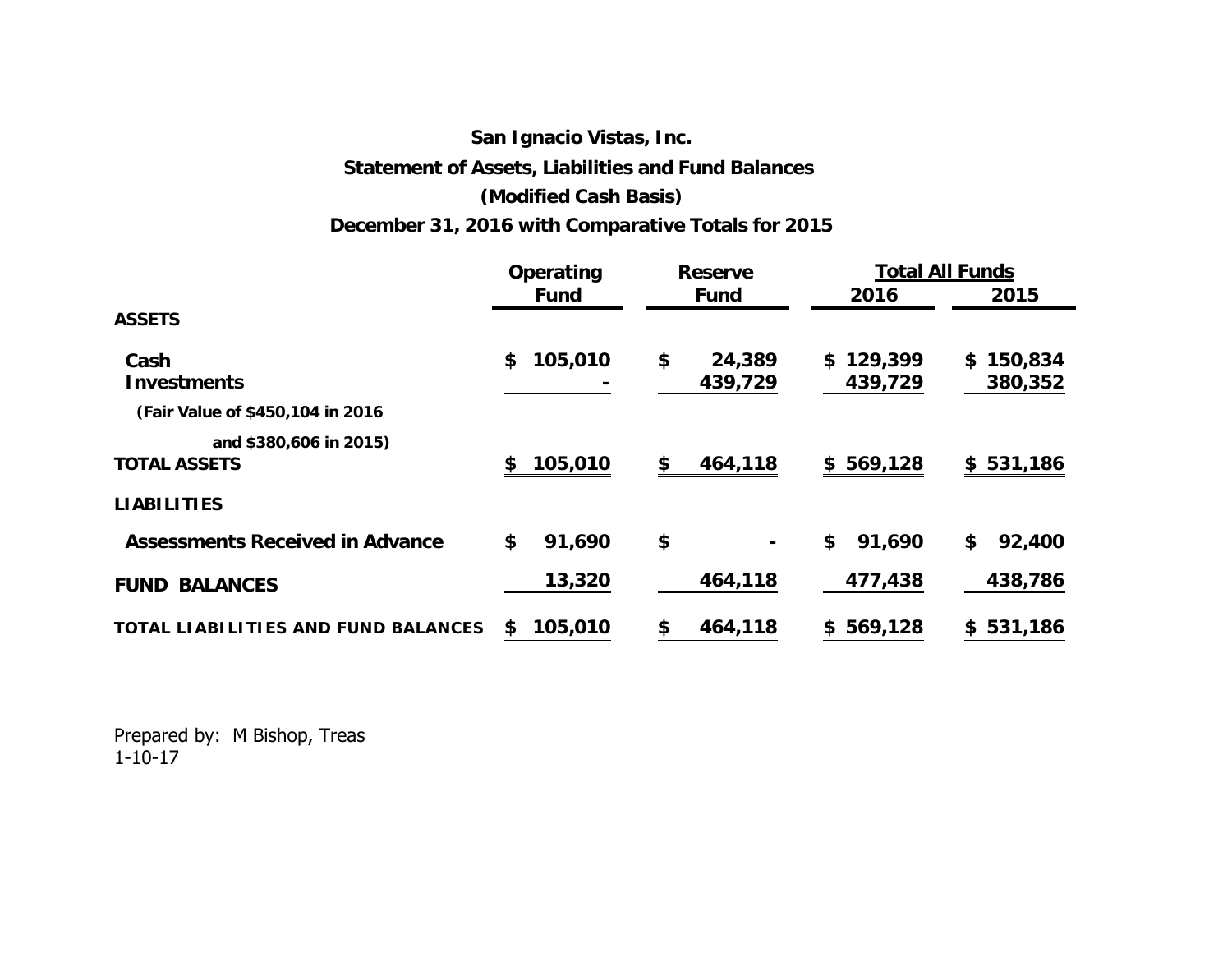**San Ignacio Vistas, Inc.**

**Statement of Assets, Liabilities and Fund Balances**

**(Modified Cash Basis)**

**December 31, 2016 with Comparative Totals for 2015**

| | Operating Fund | Reserve Fund | Total All Funds 2016 | Total All Funds 2015 |
|---|---|---|---|---|
| **ASSETS** | | | | |
| Cash | $ 105,010 | $ 24,389 | $ 129,399 | $ 150,834 |
| Investments | - | 439,729 | 439,729 | 380,352 |
| (Fair Value of $450,104 in 2016 and $380,606 in 2015) | | | | |
| **TOTAL ASSETS** | $ 105,010 | $ 464,118 | $ 569,128 | $ 531,186 |
| **LIABILITIES** | | | | |
| Assessments Received in Advance | $ 91,690 | $ - | $ 91,690 | $ 92,400 |
| **FUND BALANCES** | 13,320 | 464,118 | 477,438 | 438,786 |
| **TOTAL LIABILITIES AND FUND BALANCES** | $ 105,010 | $ 464,118 | $ 569,128 | $ 531,186 |

Prepared by: M Bishop, Treas
1-10-17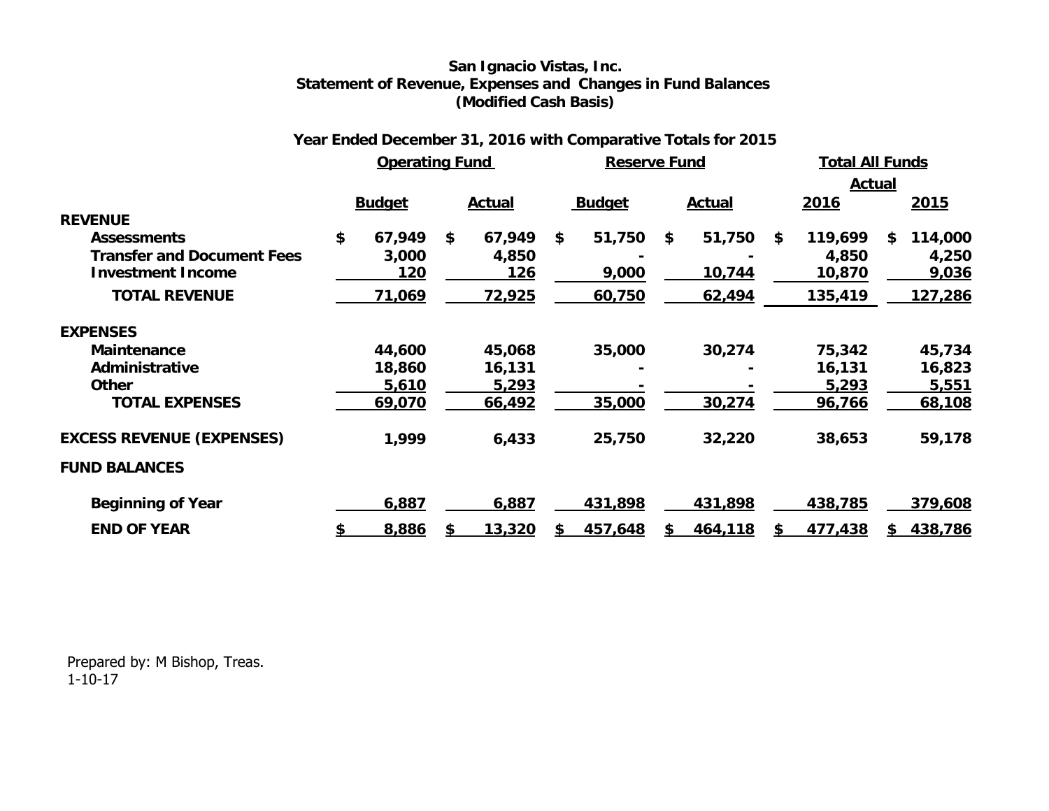# San Ignacio Vistas, Inc.
## Statement of Revenue, Expenses and Changes in Fund Balances
### (Modified Cash Basis)

**Year Ended December 31, 2016 with Comparative Totals for 2015**

| | Operating Fund | | Reserve Fund | | Total All Funds | |
|---|---|---|---|---|---|---|
| | | | | | Actual | |
| | Budget | Actual | Budget | Actual | 2016 | 2015 |
| **REVENUE** | | | | | | |
| Assessments | $ 67,949 | $ 67,949 | $ 51,750 | $ 51,750 | $ 119,699 | $ 114,000 |
| Transfer and Document Fees | 3,000 | 4,850 | - | - | 4,850 | 4,250 |
| Investment Income | 120 | 126 | 9,000 | 10,744 | 10,870 | 9,036 |
| **TOTAL REVENUE** | 71,069 | 72,925 | 60,750 | 62,494 | 135,419 | 127,286 |
| **EXPENSES** | | | | | | |
| Maintenance | 44,600 | 45,068 | 35,000 | 30,274 | 75,342 | 45,734 |
| Administrative | 18,860 | 16,131 | - | - | 16,131 | 16,823 |
| Other | 5,610 | 5,293 | - | - | 5,293 | 5,551 |
| **TOTAL EXPENSES** | 69,070 | 66,492 | 35,000 | 30,274 | 96,766 | 68,108 |
| **EXCESS REVENUE (EXPENSES)** | 1,999 | 6,433 | 25,750 | 32,220 | 38,653 | 59,178 |
| **FUND BALANCES** | | | | | | |
| Beginning of Year | 6,887 | 6,887 | 431,898 | 431,898 | 438,785 | 379,608 |
| **END OF YEAR** | $ 8,886 | $ 13,320 | $ 457,648 | $ 464,118 | $ 477,438 | $ 438,786 |

Prepared by: M Bishop, Treas.
1-10-17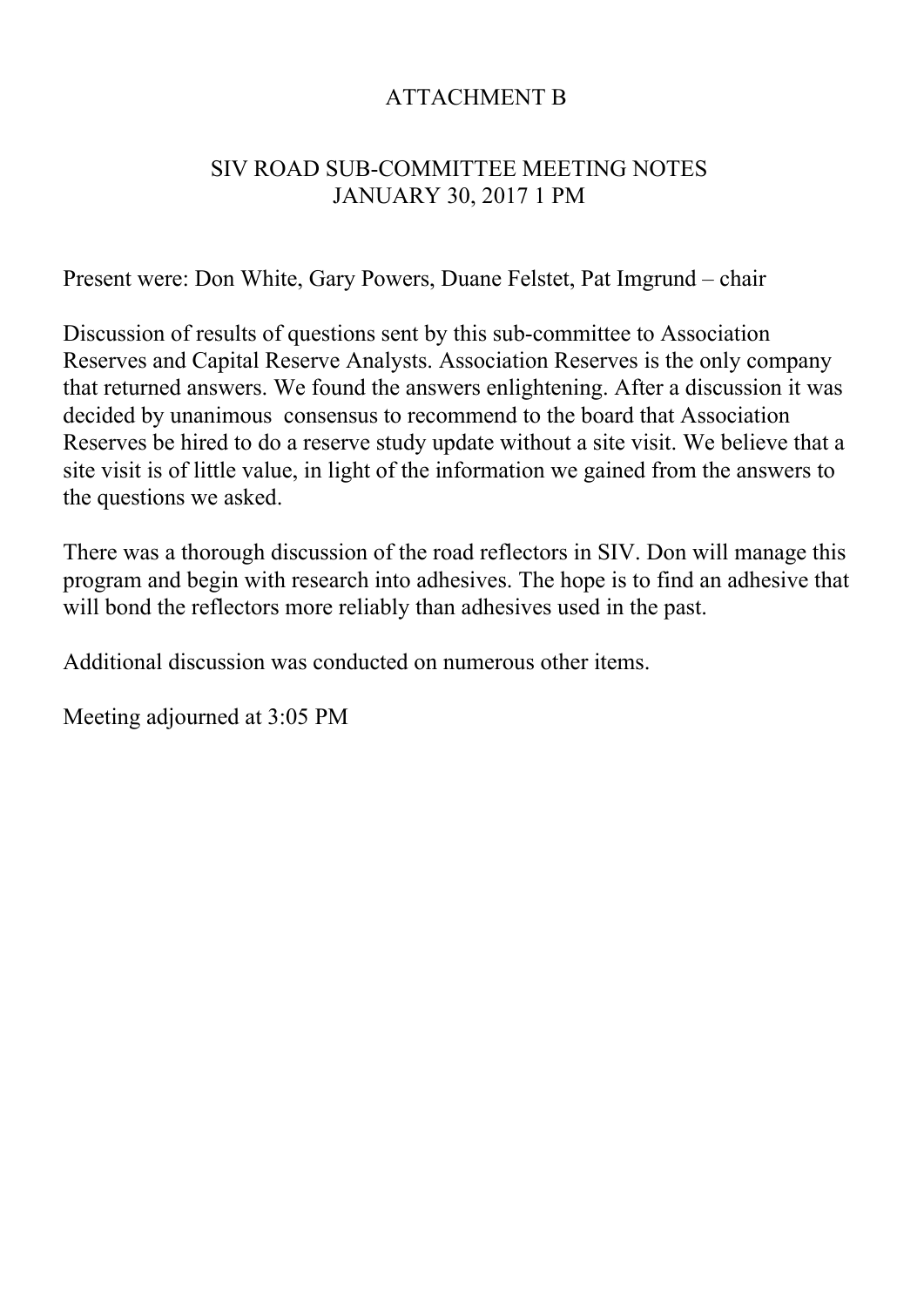# ATTACHMENT B

## SIV ROAD SUB-COMMITTEE MEETING NOTES
## JANUARY 30, 2017 1 PM

Present were: Don White, Gary Powers, Duane Felstet, Pat Imgrund – chair

Discussion of results of questions sent by this sub-committee to Association Reserves and Capital Reserve Analysts. Association Reserves is the only company that returned answers. We found the answers enlightening. After a discussion it was decided by unanimous consensus to recommend to the board that Association Reserves be hired to do a reserve study update without a site visit. We believe that a site visit is of little value, in light of the information we gained from the answers to the questions we asked.

There was a thorough discussion of the road reflectors in SIV. Don will manage this program and begin with research into adhesives. The hope is to find an adhesive that will bond the reflectors more reliably than adhesives used in the past.

Additional discussion was conducted on numerous other items.

Meeting adjourned at 3:05 PM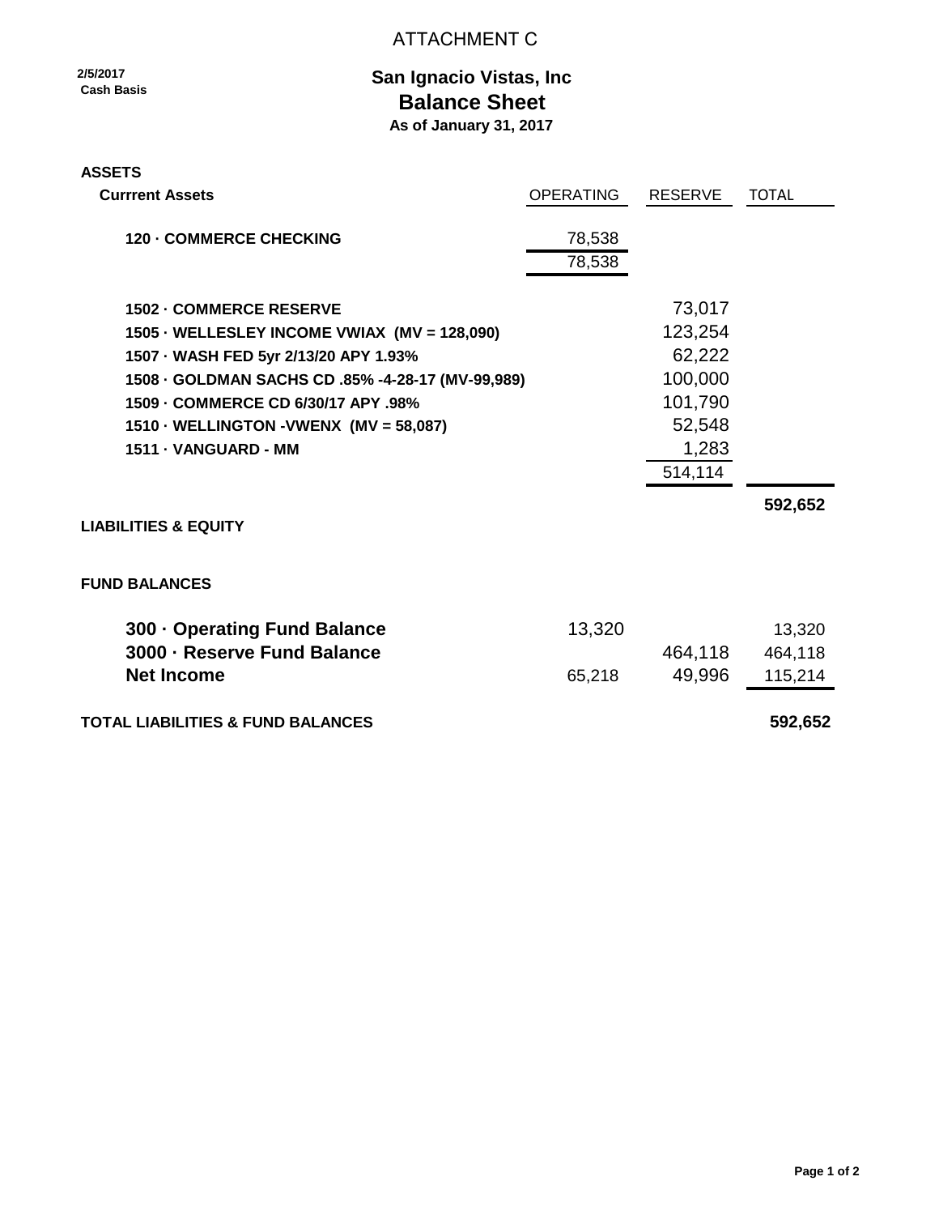ATTACHMENT C

2/5/2017
Cash Basis

## San Ignacio Vistas, Inc
## Balance Sheet
### As of January 31, 2017

| | OPERATING | RESERVE | TOTAL |
|---|---|---|---|
| **ASSETS** | | | |
| **Currrent Assets** | | | |
| **120 · COMMERCE CHECKING** | 78,538 | | |
| | 78,538 | | |
| **1502 · COMMERCE RESERVE** | | 73,017 | |
| **1505 · WELLESLEY INCOME VWIAX (MV = 128,090)** | | 123,254 | |
| **1507 · WASH FED 5yr 2/13/20 APY 1.93%** | | 62,222 | |
| **1508 · GOLDMAN SACHS CD .85% -4-28-17 (MV-99,989)** | | 100,000 | |
| **1509 · COMMERCE CD 6/30/17 APY .98%** | | 101,790 | |
| **1510 · WELLINGTON -VWENX (MV = 58,087)** | | 52,548 | |
| **1511 · VANGUARD - MM** | | 1,283 | |
| | | 514,114 | |
| | | | **592,652** |
| **LIABILITIES & EQUITY** | | | |
| **FUND BALANCES** | | | |
| **300 · Operating Fund Balance** | 13,320 | | 13,320 |
| **3000 · Reserve Fund Balance** | | 464,118 | 464,118 |
| **Net Income** | 65,218 | 49,996 | 115,214 |
| **TOTAL LIABILITIES & FUND BALANCES** | | | **592,652** |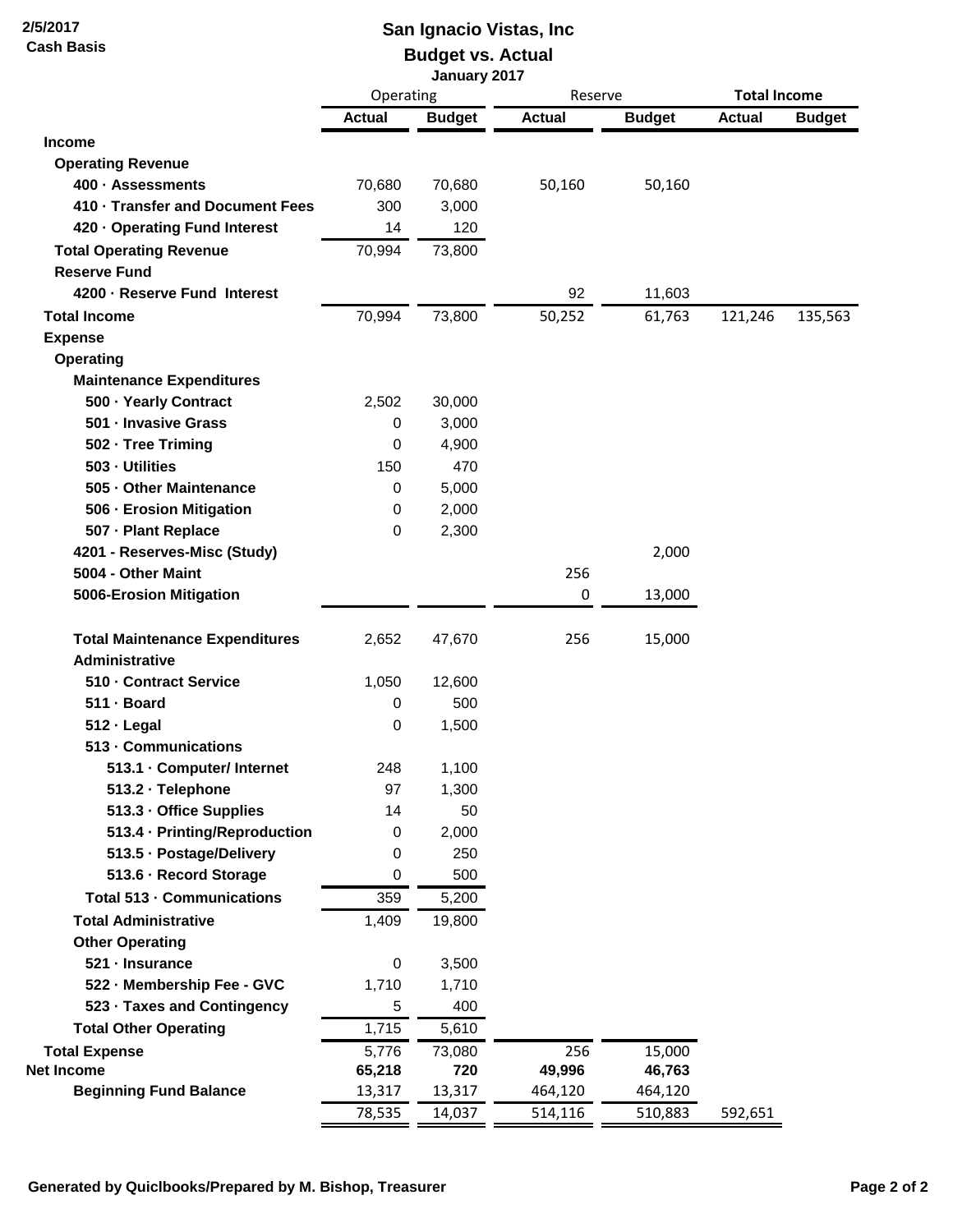2/5/2017
Cash Basis

# San Ignacio Vistas, Inc

## Budget vs. Actual

### January 2017

| | Operating | | Reserve | | Total Income | |
|---|---|---|---|---|---|---|
| | **Actual** | **Budget** | **Actual** | **Budget** | **Actual** | **Budget** |
| **Income** | | | | | | |
| **Operating Revenue** | | | | | | |
| **400 · Assessments** | 70,680 | 70,680 | 50,160 | 50,160 | | |
| **410 · Transfer and Document Fees** | 300 | 3,000 | | | | |
| **420 · Operating Fund Interest** | 14 | 120 | | | | |
| **Total Operating Revenue** | 70,994 | 73,800 | | | | |
| **Reserve Fund** | | | | | | |
| **4200 · Reserve Fund Interest** | | | 92 | 11,603 | | |
| **Total Income** | 70,994 | 73,800 | 50,252 | 61,763 | 121,246 | 135,563 |
| **Expense** | | | | | | |
| **Operating** | | | | | | |
| **Maintenance Expenditures** | | | | | | |
| **500 · Yearly Contract** | 2,502 | 30,000 | | | | |
| **501 · Invasive Grass** | 0 | 3,000 | | | | |
| **502 · Tree Triming** | 0 | 4,900 | | | | |
| **503 · Utilities** | 150 | 470 | | | | |
| **505 · Other Maintenance** | 0 | 5,000 | | | | |
| **506 · Erosion Mitigation** | 0 | 2,000 | | | | |
| **507 · Plant Replace** | 0 | 2,300 | | | | |
| **4201 - Reserves-Misc (Study)** | | | | 2,000 | | |
| **5004 - Other Maint** | | | 256 | | | |
| **5006-Erosion Mitigation** | | | 0 | 13,000 | | |
| **Total Maintenance Expenditures** | 2,652 | 47,670 | 256 | 15,000 | | |
| **Administrative** | | | | | | |
| **510 · Contract Service** | 1,050 | 12,600 | | | | |
| **511 · Board** | 0 | 500 | | | | |
| **512 · Legal** | 0 | 1,500 | | | | |
| **513 · Communications** | | | | | | |
| **513.1 · Computer/ Internet** | 248 | 1,100 | | | | |
| **513.2 · Telephone** | 97 | 1,300 | | | | |
| **513.3 · Office Supplies** | 14 | 50 | | | | |
| **513.4 · Printing/Reproduction** | 0 | 2,000 | | | | |
| **513.5 · Postage/Delivery** | 0 | 250 | | | | |
| **513.6 · Record Storage** | 0 | 500 | | | | |
| **Total 513 · Communications** | 359 | 5,200 | | | | |
| **Total Administrative** | 1,409 | 19,800 | | | | |
| **Other Operating** | | | | | | |
| **521 · Insurance** | 0 | 3,500 | | | | |
| **522 · Membership Fee - GVC** | 1,710 | 1,710 | | | | |
| **523 · Taxes and Contingency** | 5 | 400 | | | | |
| **Total Other Operating** | 1,715 | 5,610 | | | | |
| **Total Expense** | 5,776 | 73,080 | 256 | 15,000 | | |
| **Net Income** | **65,218** | **720** | **49,996** | **46,763** | | |
| **Beginning Fund Balance** | 13,317 | 13,317 | 464,120 | 464,120 | | |
| | 78,535 | 14,037 | 514,116 | 510,883 | 592,651 | |

**Generated by Quiclbooks/Prepared by M. Bishop, Treasurer**